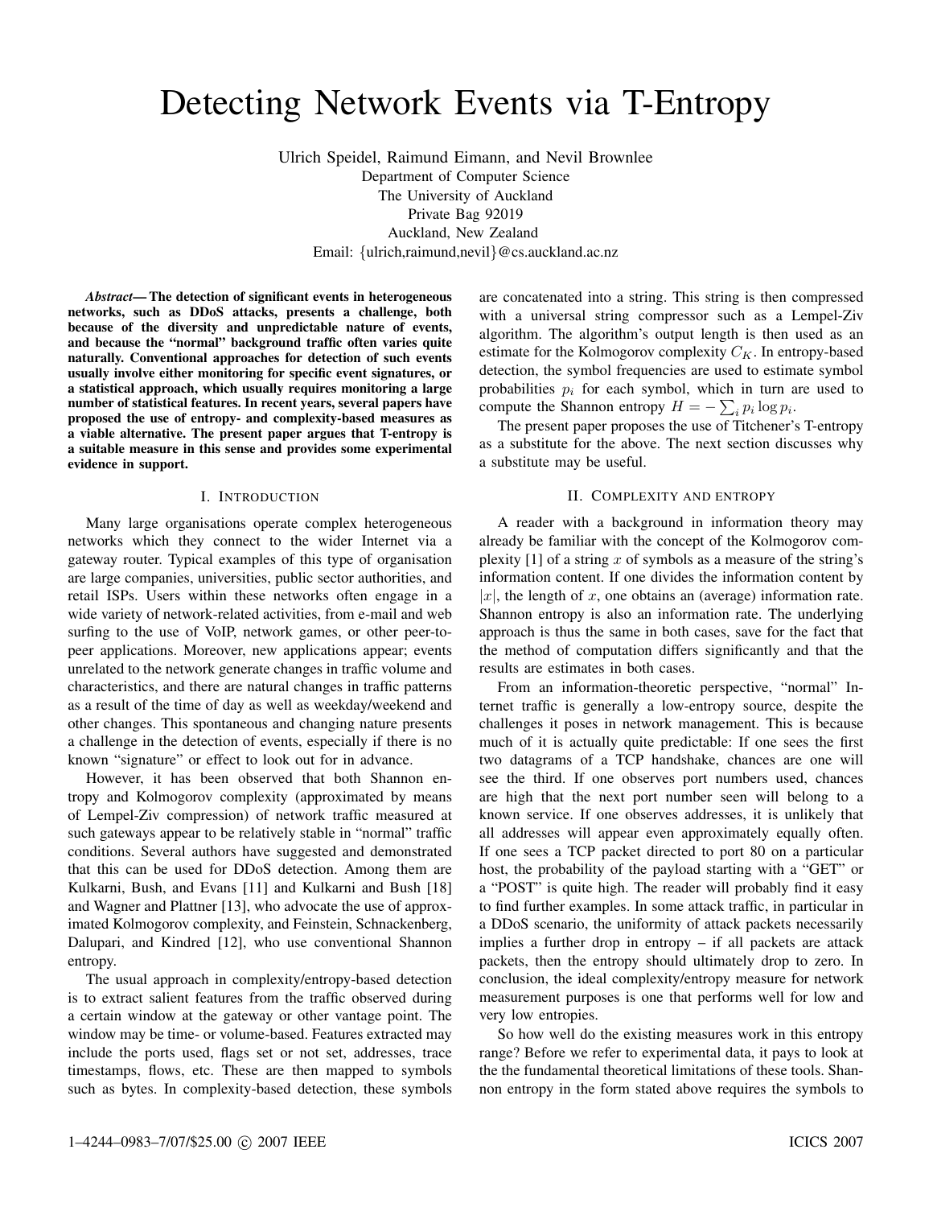# Detecting Network Events via T-Entropy

Ulrich Speidel, Raimund Eimann, and Nevil Brownlee
Department of Computer Science
The University of Auckland
Private Bag 92019
Auckland, New Zealand
Email: {ulrich,raimund,nevil}@cs.auckland.ac.nz

***Abstract*— The detection of significant events in heterogeneous networks, such as DDoS attacks, presents a challenge, both because of the diversity and unpredictable nature of events, and because the "normal" background traffic often varies quite naturally. Conventional approaches for detection of such events usually involve either monitoring for specific event signatures, or a statistical approach, which usually requires monitoring a large number of statistical features. In recent years, several papers have proposed the use of entropy- and complexity-based measures as a viable alternative. The present paper argues that T-entropy is a suitable measure in this sense and provides some experimental evidence in support.**

## I. Introduction

Many large organisations operate complex heterogeneous networks which they connect to the wider Internet via a gateway router. Typical examples of this type of organisation are large companies, universities, public sector authorities, and retail ISPs. Users within these networks often engage in a wide variety of network-related activities, from e-mail and web surfing to the use of VoIP, network games, or other peer-to-peer applications. Moreover, new applications appear; events unrelated to the network generate changes in traffic volume and characteristics, and there are natural changes in traffic patterns as a result of the time of day as well as weekday/weekend and other changes. This spontaneous and changing nature presents a challenge in the detection of events, especially if there is no known "signature" or effect to look out for in advance.

However, it has been observed that both Shannon entropy and Kolmogorov complexity (approximated by means of Lempel-Ziv compression) of network traffic measured at such gateways appear to be relatively stable in "normal" traffic conditions. Several authors have suggested and demonstrated that this can be used for DDoS detection. Among them are Kulkarni, Bush, and Evans [11] and Kulkarni and Bush [18] and Wagner and Plattner [13], who advocate the use of approximated Kolmogorov complexity, and Feinstein, Schnackenberg, Dalupari, and Kindred [12], who use conventional Shannon entropy.

The usual approach in complexity/entropy-based detection is to extract salient features from the traffic observed during a certain window at the gateway or other vantage point. The window may be time- or volume-based. Features extracted may include the ports used, flags set or not set, addresses, trace timestamps, flows, etc. These are then mapped to symbols such as bytes. In complexity-based detection, these symbols are concatenated into a string. This string is then compressed with a universal string compressor such as a Lempel-Ziv algorithm. The algorithm's output length is then used as an estimate for the Kolmogorov complexity $C_K$. In entropy-based detection, the symbol frequencies are used to estimate symbol probabilities $p_i$ for each symbol, which in turn are used to compute the Shannon entropy $H = -\sum_i p_i \log p_i$.

The present paper proposes the use of Titchener's T-entropy as a substitute for the above. The next section discusses why a substitute may be useful.

## II. Complexity and entropy

A reader with a background in information theory may already be familiar with the concept of the Kolmogorov complexity [1] of a string $x$ of symbols as a measure of the string's information content. If one divides the information content by $|x|$, the length of $x$, one obtains an (average) information rate. Shannon entropy is also an information rate. The underlying approach is thus the same in both cases, save for the fact that the method of computation differs significantly and that the results are estimates in both cases.

From an information-theoretic perspective, "normal" Internet traffic is generally a low-entropy source, despite the challenges it poses in network management. This is because much of it is actually quite predictable: If one sees the first two datagrams of a TCP handshake, chances are one will see the third. If one observes port numbers used, chances are high that the next port number seen will belong to a known service. If one observes addresses, it is unlikely that all addresses will appear even approximately equally often. If one sees a TCP packet directed to port 80 on a particular host, the probability of the payload starting with a "GET" or a "POST" is quite high. The reader will probably find it easy to find further examples. In some attack traffic, in particular in a DDoS scenario, the uniformity of attack packets necessarily implies a further drop in entropy – if all packets are attack packets, then the entropy should ultimately drop to zero. In conclusion, the ideal complexity/entropy measure for network measurement purposes is one that performs well for low and very low entropies.

So how well do the existing measures work in this entropy range? Before we refer to experimental data, it pays to look at the the fundamental theoretical limitations of these tools. Shannon entropy in the form stated above requires the symbols to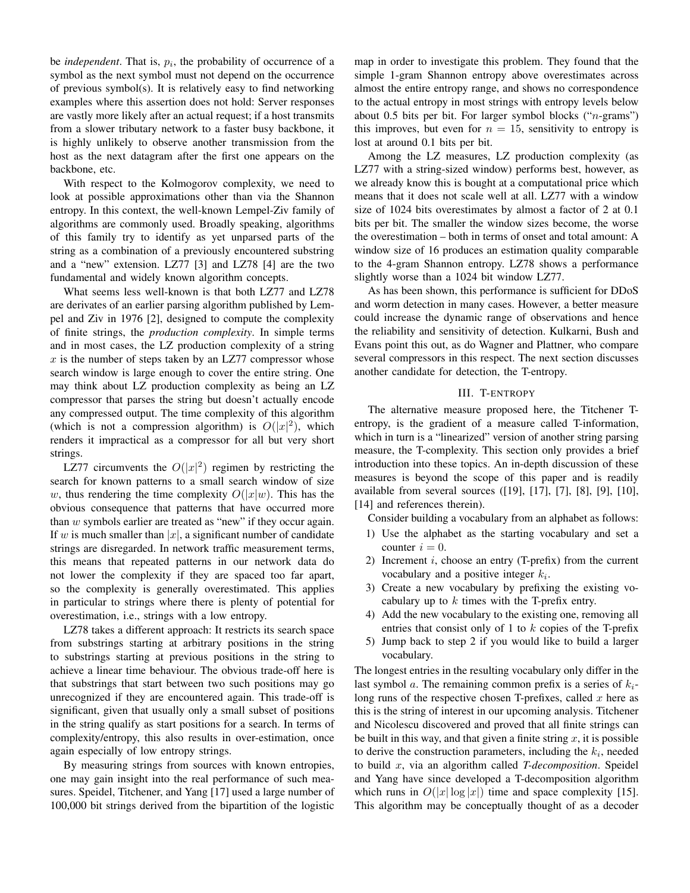be *independent*. That is, $p_i$, the probability of occurrence of a symbol as the next symbol must not depend on the occurrence of previous symbol(s). It is relatively easy to find networking examples where this assertion does not hold: Server responses are vastly more likely after an actual request; if a host transmits from a slower tributary network to a faster busy backbone, it is highly unlikely to observe another transmission from the host as the next datagram after the first one appears on the backbone, etc.

With respect to the Kolmogorov complexity, we need to look at possible approximations other than via the Shannon entropy. In this context, the well-known Lempel-Ziv family of algorithms are commonly used. Broadly speaking, algorithms of this family try to identify as yet unparsed parts of the string as a combination of a previously encountered substring and a "new" extension. LZ77 [3] and LZ78 [4] are the two fundamental and widely known algorithm concepts.

What seems less well-known is that both LZ77 and LZ78 are derivates of an earlier parsing algorithm published by Lempel and Ziv in 1976 [2], designed to compute the complexity of finite strings, the *production complexity*. In simple terms and in most cases, the LZ production complexity of a string $x$ is the number of steps taken by an LZ77 compressor whose search window is large enough to cover the entire string. One may think about LZ production complexity as being an LZ compressor that parses the string but doesn't actually encode any compressed output. The time complexity of this algorithm (which is not a compression algorithm) is $O(|x|^2)$, which renders it impractical as a compressor for all but very short strings.

LZ77 circumvents the $O(|x|^2)$ regimen by restricting the search for known patterns to a small search window of size $w$, thus rendering the time complexity $O(|x|w)$. This has the obvious consequence that patterns that have occurred more than $w$ symbols earlier are treated as "new" if they occur again. If $w$ is much smaller than $|x|$, a significant number of candidate strings are disregarded. In network traffic measurement terms, this means that repeated patterns in our network data do not lower the complexity if they are spaced too far apart, so the complexity is generally overestimated. This applies in particular to strings where there is plenty of potential for overestimation, i.e., strings with a low entropy.

LZ78 takes a different approach: It restricts its search space from substrings starting at arbitrary positions in the string to substrings starting at previous positions in the string to achieve a linear time behaviour. The obvious trade-off here is that substrings that start between two such positions may go unrecognized if they are encountered again. This trade-off is significant, given that usually only a small subset of positions in the string qualify as start positions for a search. In terms of complexity/entropy, this also results in over-estimation, once again especially of low entropy strings.

By measuring strings from sources with known entropies, one may gain insight into the real performance of such measures. Speidel, Titchener, and Yang [17] used a large number of 100,000 bit strings derived from the bipartition of the logistic map in order to investigate this problem. They found that the simple 1-gram Shannon entropy above overestimates across almost the entire entropy range, and shows no correspondence to the actual entropy in most strings with entropy levels below about 0.5 bits per bit. For larger symbol blocks ("$n$-grams") this improves, but even for $n = 15$, sensitivity to entropy is lost at around 0.1 bits per bit.

Among the LZ measures, LZ production complexity (as LZ77 with a string-sized window) performs best, however, as we already know this is bought at a computational price which means that it does not scale well at all. LZ77 with a window size of 1024 bits overestimates by almost a factor of 2 at 0.1 bits per bit. The smaller the window sizes become, the worse the overestimation – both in terms of onset and total amount: A window size of 16 produces an estimation quality comparable to the 4-gram Shannon entropy. LZ78 shows a performance slightly worse than a 1024 bit window LZ77.

As has been shown, this performance is sufficient for DDoS and worm detection in many cases. However, a better measure could increase the dynamic range of observations and hence the reliability and sensitivity of detection. Kulkarni, Bush and Evans point this out, as do Wagner and Plattner, who compare several compressors in this respect. The next section discusses another candidate for detection, the T-entropy.

## III. T-ENTROPY

The alternative measure proposed here, the Titchener T-entropy, is the gradient of a measure called T-information, which in turn is a "linearized" version of another string parsing measure, the T-complexity. This section only provides a brief introduction into these topics. An in-depth discussion of these measures is beyond the scope of this paper and is readily available from several sources ([19], [17], [7], [8], [9], [10], [14] and references therein).

Consider building a vocabulary from an alphabet as follows:

1) Use the alphabet as the starting vocabulary and set a counter $i = 0$.
2) Increment $i$, choose an entry (T-prefix) from the current vocabulary and a positive integer $k_i$.
3) Create a new vocabulary by prefixing the existing vocabulary up to $k$ times with the T-prefix entry.
4) Add the new vocabulary to the existing one, removing all entries that consist only of 1 to $k$ copies of the T-prefix
5) Jump back to step 2 if you would like to build a larger vocabulary.

The longest entries in the resulting vocabulary only differ in the last symbol $a$. The remaining common prefix is a series of $k_i$-long runs of the respective chosen T-prefixes, called $x$ here as this is the string of interest in our upcoming analysis. Titchener and Nicolescu discovered and proved that all finite strings can be built in this way, and that given a finite string $x$, it is possible to derive the construction parameters, including the $k_i$, needed to build $x$, via an algorithm called *T-decomposition*. Speidel and Yang have since developed a T-decomposition algorithm which runs in $O(|x| \log |x|)$ time and space complexity [15]. This algorithm may be conceptually thought of as a decoder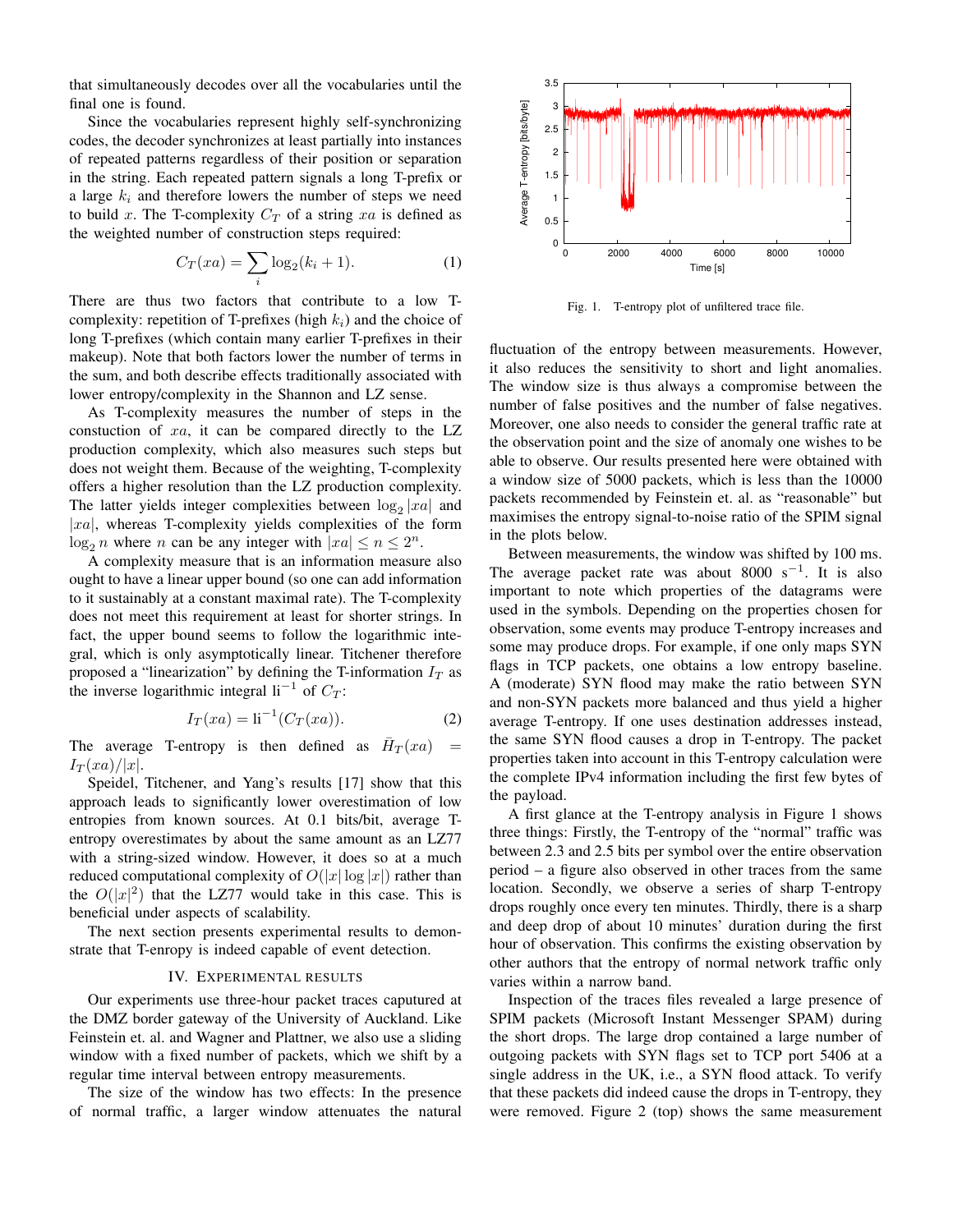that simultaneously decodes over all the vocabularies until the final one is found.

Since the vocabularies represent highly self-synchronizing codes, the decoder synchronizes at least partially into instances of repeated patterns regardless of their position or separation in the string. Each repeated pattern signals a long T-prefix or a large $k_i$ and therefore lowers the number of steps we need to build $x$. The T-complexity $C_T$ of a string $xa$ is defined as the weighted number of construction steps required:

$$C_T(xa) = \sum_i \log_2(k_i + 1). \quad (1)$$

There are thus two factors that contribute to a low T-complexity: repetition of T-prefixes (high $k_i$) and the choice of long T-prefixes (which contain many earlier T-prefixes in their makeup). Note that both factors lower the number of terms in the sum, and both describe effects traditionally associated with lower entropy/complexity in the Shannon and LZ sense.

As T-complexity measures the number of steps in the constuction of $xa$, it can be compared directly to the LZ production complexity, which also measures such steps but does not weight them. Because of the weighting, T-complexity offers a higher resolution than the LZ production complexity. The latter yields integer complexities between $\log_2 |xa|$ and $|xa|$, whereas T-complexity yields complexities of the form $\log_2 n$ where $n$ can be any integer with $|xa| \leq n \leq 2^n$.

A complexity measure that is an information measure also ought to have a linear upper bound (so one can add information to it sustainably at a constant maximal rate). The T-complexity does not meet this requirement at least for shorter strings. In fact, the upper bound seems to follow the logarithmic integral, which is only asymptotically linear. Titchener therefore proposed a "linearization" by defining the T-information $I_T$ as the inverse logarithmic integral $\mathrm{li}^{-1}$ of $C_T$:

$$I_T(xa) = \mathrm{li}^{-1}(C_T(xa)). \quad (2)$$

The average T-entropy is then defined as $\bar{H}_T(xa) = I_T(xa)/|x|$.

Speidel, Titchener, and Yang's results [17] show that this approach leads to significantly lower overestimation of low entropies from known sources. At 0.1 bits/bit, average T-entropy overestimates by about the same amount as an LZ77 with a string-sized window. However, it does so at a much reduced computational complexity of $O(|x| \log |x|)$ rather than the $O(|x|^2)$ that the LZ77 would take in this case. This is beneficial under aspects of scalability.

The next section presents experimental results to demonstrate that T-enropy is indeed capable of event detection.

## IV. Experimental Results

Our experiments use three-hour packet traces caputured at the DMZ border gateway of the University of Auckland. Like Feinstein et. al. and Wagner and Plattner, we also use a sliding window with a fixed number of packets, which we shift by a regular time interval between entropy measurements.

The size of the window has two effects: In the presence of normal traffic, a larger window attenuates the natural fluctuation of the entropy between measurements. However, it also reduces the sensitivity to short and light anomalies. The window size is thus always a compromise between the number of false positives and the number of false negatives. Moreover, one also needs to consider the general traffic rate at the observation point and the size of anomaly one wishes to be able to observe. Our results presented here were obtained with a window size of 5000 packets, which is less than the 10000 packets recommended by Feinstein et. al. as "reasonable" but maximises the entropy signal-to-noise ratio of the SPIM signal in the plots below.

Fig. 1. T-entropy plot of unfiltered trace file.

Between measurements, the window was shifted by 100 ms. The average packet rate was about 8000 $\mathrm{s}^{-1}$. It is also important to note which properties of the datagrams were used in the symbols. Depending on the properties chosen for observation, some events may produce T-entropy increases and some may produce drops. For example, if one only maps SYN flags in TCP packets, one obtains a low entropy baseline. A (moderate) SYN flood may make the ratio between SYN and non-SYN packets more balanced and thus yield a higher average T-entropy. If one uses destination addresses instead, the same SYN flood causes a drop in T-entropy. The packet properties taken into account in this T-entropy calculation were the complete IPv4 information including the first few bytes of the payload.

A first glance at the T-entropy analysis in Figure 1 shows three things: Firstly, the T-entropy of the "normal" traffic was between 2.3 and 2.5 bits per symbol over the entire observation period – a figure also observed in other traces from the same location. Secondly, we observe a series of sharp T-entropy drops roughly once every ten minutes. Thirdly, there is a sharp and deep drop of about 10 minutes' duration during the first hour of observation. This confirms the existing observation by other authors that the entropy of normal network traffic only varies within a narrow band.

Inspection of the traces files revealed a large presence of SPIM packets (Microsoft Instant Messenger SPAM) during the short drops. The large drop contained a large number of outgoing packets with SYN flags set to TCP port 5406 at a single address in the UK, i.e., a SYN flood attack. To verify that these packets did indeed cause the drops in T-entropy, they were removed. Figure 2 (top) shows the same measurement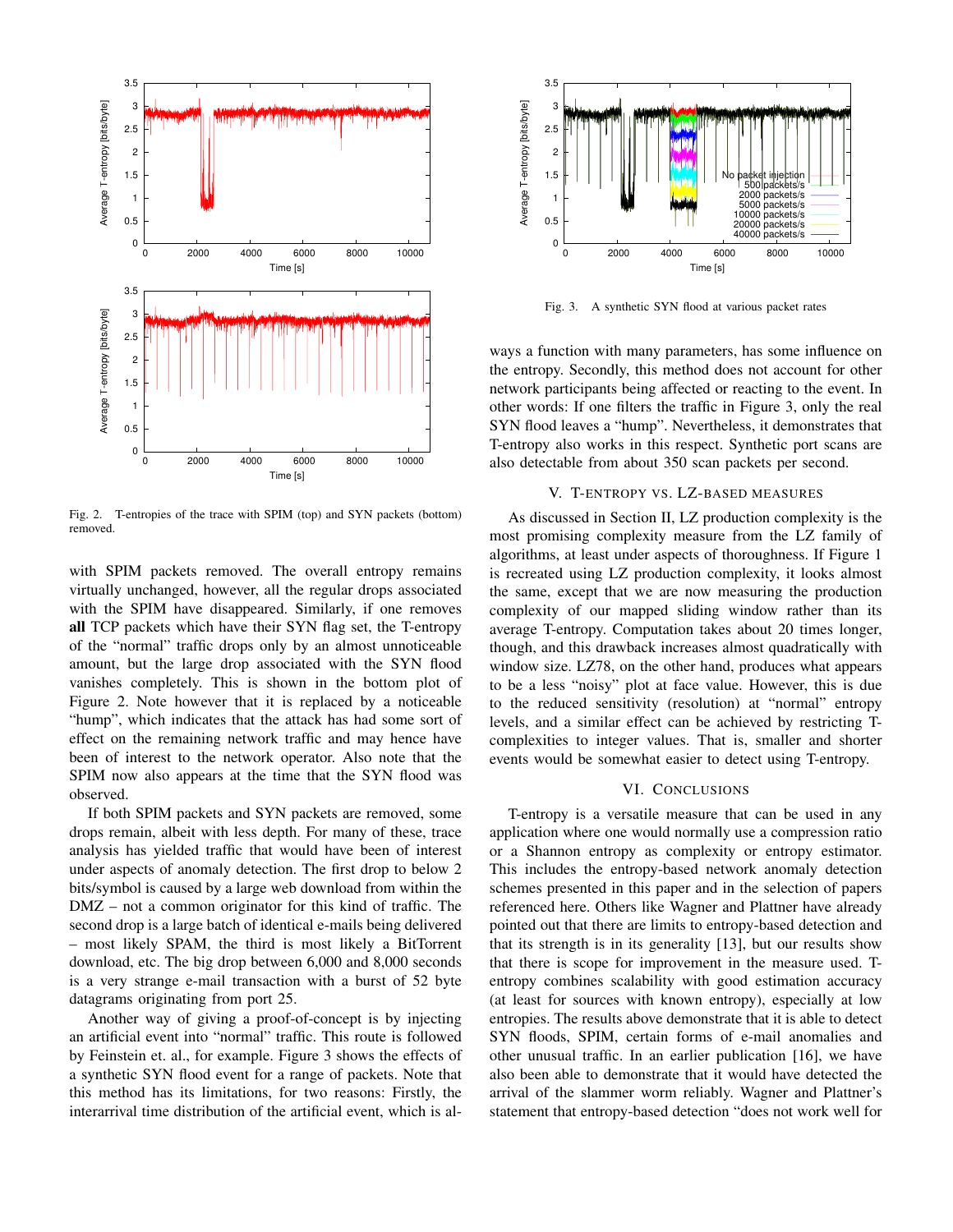Fig. 2. T-entropies of the trace with SPIM (top) and SYN packets (bottom) removed.

with SPIM packets removed. The overall entropy remains virtually unchanged, however, all the regular drops associated with the SPIM have disappeared. Similarly, if one removes **all** TCP packets which have their SYN flag set, the T-entropy of the "normal" traffic drops only by an almost unnoticeable amount, but the large drop associated with the SYN flood vanishes completely. This is shown in the bottom plot of Figure 2. Note however that it is replaced by a noticeable "hump", which indicates that the attack has had some sort of effect on the remaining network traffic and may hence have been of interest to the network operator. Also note that the SPIM now also appears at the time that the SYN flood was observed.

If both SPIM packets and SYN packets are removed, some drops remain, albeit with less depth. For many of these, trace analysis has yielded traffic that would have been of interest under aspects of anomaly detection. The first drop to below 2 bits/symbol is caused by a large web download from within the DMZ – not a common originator for this kind of traffic. The second drop is a large batch of identical e-mails being delivered – most likely SPAM, the third is most likely a BitTorrent download, etc. The big drop between 6,000 and 8,000 seconds is a very strange e-mail transaction with a burst of 52 byte datagrams originating from port 25.

Another way of giving a proof-of-concept is by injecting an artificial event into "normal" traffic. This route is followed by Feinstein et. al., for example. Figure 3 shows the effects of a synthetic SYN flood event for a range of packets. Note that this method has its limitations, for two reasons: Firstly, the interarrival time distribution of the artificial event, which is always a function with many parameters, has some influence on the entropy. Secondly, this method does not account for other network participants being affected or reacting to the event. In other words: If one filters the traffic in Figure 3, only the real SYN flood leaves a "hump". Nevertheless, it demonstrates that T-entropy also works in this respect. Synthetic port scans are also detectable from about 350 scan packets per second.

Fig. 3. A synthetic SYN flood at various packet rates

## V. T-ENTROPY VS. LZ-BASED MEASURES

As discussed in Section II, LZ production complexity is the most promising complexity measure from the LZ family of algorithms, at least under aspects of thoroughness. If Figure 1 is recreated using LZ production complexity, it looks almost the same, except that we are now measuring the production complexity of our mapped sliding window rather than its average T-entropy. Computation takes about 20 times longer, though, and this drawback increases almost quadratically with window size. LZ78, on the other hand, produces what appears to be a less "noisy" plot at face value. However, this is due to the reduced sensitivity (resolution) at "normal" entropy levels, and a similar effect can be achieved by restricting T-complexities to integer values. That is, smaller and shorter events would be somewhat easier to detect using T-entropy.

## VI. CONCLUSIONS

T-entropy is a versatile measure that can be used in any application where one would normally use a compression ratio or a Shannon entropy as complexity or entropy estimator. This includes the entropy-based network anomaly detection schemes presented in this paper and in the selection of papers referenced here. Others like Wagner and Plattner have already pointed out that there are limits to entropy-based detection and that its strength is in its generality [13], but our results show that there is scope for improvement in the measure used. T-entropy combines scalability with good estimation accuracy (at least for sources with known entropy), especially at low entropies. The results above demonstrate that it is able to detect SYN floods, SPIM, certain forms of e-mail anomalies and other unusual traffic. In an earlier publication [16], we have also been able to demonstrate that it would have detected the arrival of the slammer worm reliably. Wagner and Plattner's statement that entropy-based detection "does not work well for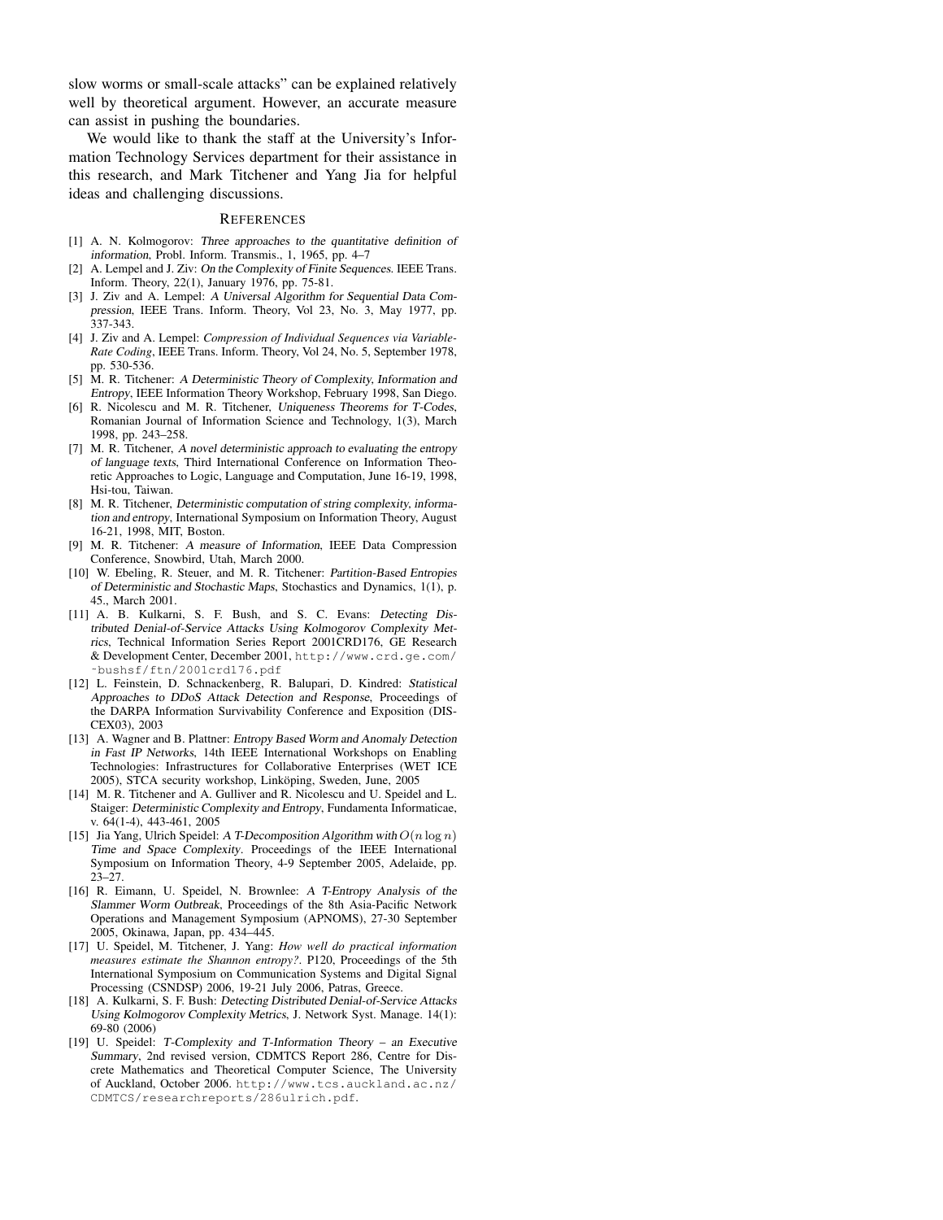slow worms or small-scale attacks" can be explained relatively well by theoretical argument. However, an accurate measure can assist in pushing the boundaries.

We would like to thank the staff at the University's Information Technology Services department for their assistance in this research, and Mark Titchener and Yang Jia for helpful ideas and challenging discussions.

## References

[1] A. N. Kolmogorov: *Three approaches to the quantitative definition of information*, Probl. Inform. Transmis., 1, 1965, pp. 4–7

[2] A. Lempel and J. Ziv: *On the Complexity of Finite Sequences*. IEEE Trans. Inform. Theory, 22(1), January 1976, pp. 75-81.

[3] J. Ziv and A. Lempel: *A Universal Algorithm for Sequential Data Compression*, IEEE Trans. Inform. Theory, Vol 23, No. 3, May 1977, pp. 337-343.

[4] J. Ziv and A. Lempel: *Compression of Individual Sequences via Variable-Rate Coding*, IEEE Trans. Inform. Theory, Vol 24, No. 5, September 1978, pp. 530-536.

[5] M. R. Titchener: *A Deterministic Theory of Complexity, Information and Entropy*, IEEE Information Theory Workshop, February 1998, San Diego.

[6] R. Nicolescu and M. R. Titchener, *Uniqueness Theorems for T-Codes*, Romanian Journal of Information Science and Technology, 1(3), March 1998, pp. 243–258.

[7] M. R. Titchener, *A novel deterministic approach to evaluating the entropy of language texts*, Third International Conference on Information Theoretic Approaches to Logic, Language and Computation, June 16-19, 1998, Hsi-tou, Taiwan.

[8] M. R. Titchener, *Deterministic computation of string complexity, information and entropy*, International Symposium on Information Theory, August 16-21, 1998, MIT, Boston.

[9] M. R. Titchener: *A measure of Information*, IEEE Data Compression Conference, Snowbird, Utah, March 2000.

[10] W. Ebeling, R. Steuer, and M. R. Titchener: *Partition-Based Entropies of Deterministic and Stochastic Maps*, Stochastics and Dynamics, 1(1), p. 45., March 2001.

[11] A. B. Kulkarni, S. F. Bush, and S. C. Evans: *Detecting Distributed Denial-of-Service Attacks Using Kolmogorov Complexity Metrics*, Technical Information Series Report 2001CRD176, GE Research & Development Center, December 2001, `http://www.crd.ge.com/~bushsf/ftn/2001crd176.pdf`

[12] L. Feinstein, D. Schnackenberg, R. Balupari, D. Kindred: *Statistical Approaches to DDoS Attack Detection and Response*, Proceedings of the DARPA Information Survivability Conference and Exposition (DISCEX03), 2003

[13] A. Wagner and B. Plattner: *Entropy Based Worm and Anomaly Detection in Fast IP Networks*, 14th IEEE International Workshops on Enabling Technologies: Infrastructures for Collaborative Enterprises (WET ICE 2005), STCA security workshop, Linköping, Sweden, June, 2005

[14] M. R. Titchener and A. Gulliver and R. Nicolescu and U. Speidel and L. Staiger: *Deterministic Complexity and Entropy*, Fundamenta Informaticae, v. 64(1-4), 443-461, 2005

[15] Jia Yang, Ulrich Speidel: *A T-Decomposition Algorithm with $O(n \log n)$ Time and Space Complexity*. Proceedings of the IEEE International Symposium on Information Theory, 4-9 September 2005, Adelaide, pp. 23–27.

[16] R. Eimann, U. Speidel, N. Brownlee: *A T-Entropy Analysis of the Slammer Worm Outbreak*, Proceedings of the 8th Asia-Pacific Network Operations and Management Symposium (APNOMS), 27-30 September 2005, Okinawa, Japan, pp. 434–445.

[17] U. Speidel, M. Titchener, J. Yang: *How well do practical information measures estimate the Shannon entropy?*. P120, Proceedings of the 5th International Symposium on Communication Systems and Digital Signal Processing (CSNDSP) 2006, 19-21 July 2006, Patras, Greece.

[18] A. Kulkarni, S. F. Bush: *Detecting Distributed Denial-of-Service Attacks Using Kolmogorov Complexity Metrics*, J. Network Syst. Manage. 14(1): 69-80 (2006)

[19] U. Speidel: *T-Complexity and T-Information Theory – an Executive Summary*, 2nd revised version, CDMTCS Report 286, Centre for Discrete Mathematics and Theoretical Computer Science, The University of Auckland, October 2006. `http://www.tcs.auckland.ac.nz/CDMTCS/researchreports/286ulrich.pdf`.